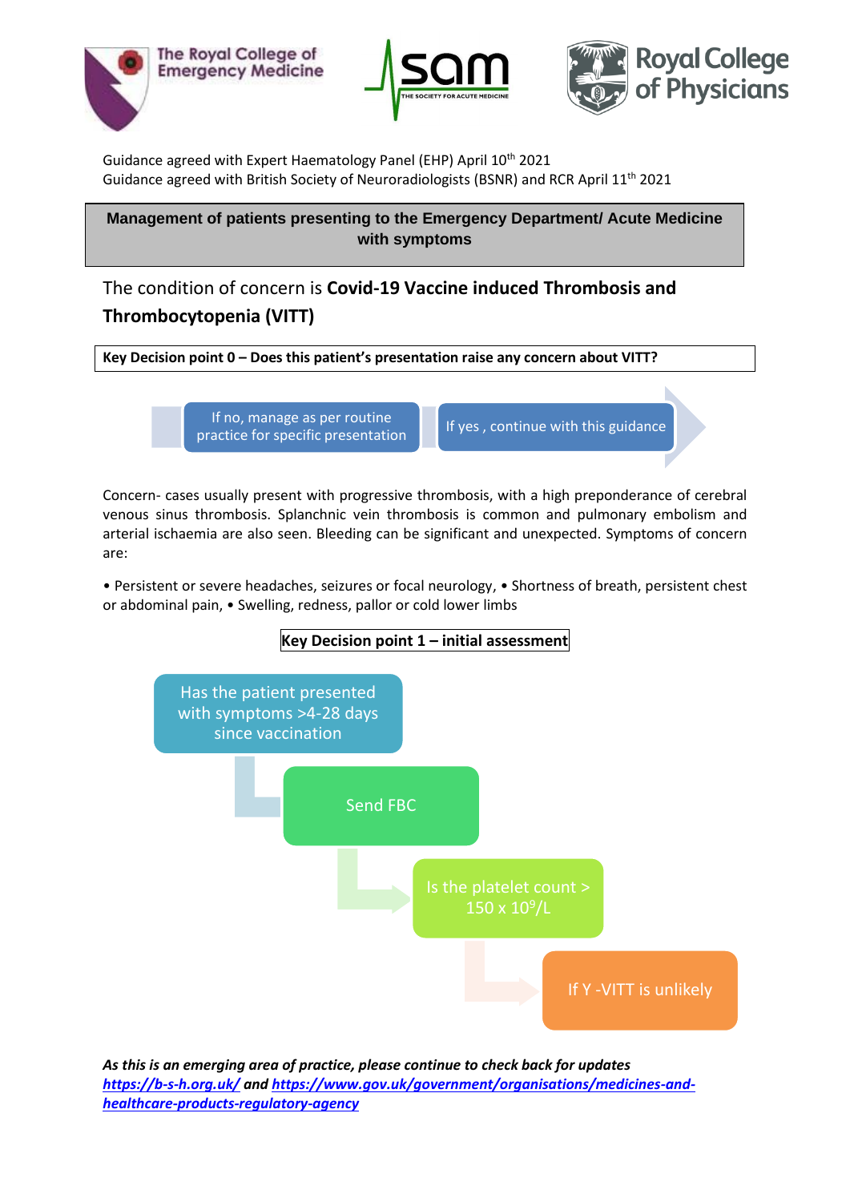The Royal College of Emergency Medicine

sam THE SOCIETY FOR ACUTE MEDICINE

Royal College of Physicians

Guidance agreed with Expert Haematology Panel (EHP) April 10th 2021
Guidance agreed with British Society of Neuroradiologists (BSNR) and RCR April 11th 2021

**Management of patients presenting to the Emergency Department/ Acute Medicine with symptoms**

The condition of concern is **Covid-19 Vaccine induced Thrombosis and Thrombocytopenia (VITT)**

**Key Decision point 0 – Does this patient's presentation raise any concern about VITT?**

- If no, manage as per routine practice for specific presentation
- If yes , continue with this guidance

Concern- cases usually present with progressive thrombosis, with a high preponderance of cerebral venous sinus thrombosis. Splanchnic vein thrombosis is common and pulmonary embolism and arterial ischaemia are also seen. Bleeding can be significant and unexpected. Symptoms of concern are:

• Persistent or severe headaches, seizures or focal neurology, • Shortness of breath, persistent chest or abdominal pain, • Swelling, redness, pallor or cold lower limbs

**Key Decision point 1 – initial assessment**

- Has the patient presented with symptoms >4-28 days since vaccination
- Send FBC
- Is the platelet count > $150 \times 10^9$/L
- If Y -VITT is unlikely

***As this is an emerging area of practice, please continue to check back for updates [https://b-s-h.org.uk/](https://b-s-h.org.uk/) and [https://www.gov.uk/government/organisations/medicines-and-healthcare-products-regulatory-agency](https://www.gov.uk/government/organisations/medicines-and-healthcare-products-regulatory-agency)***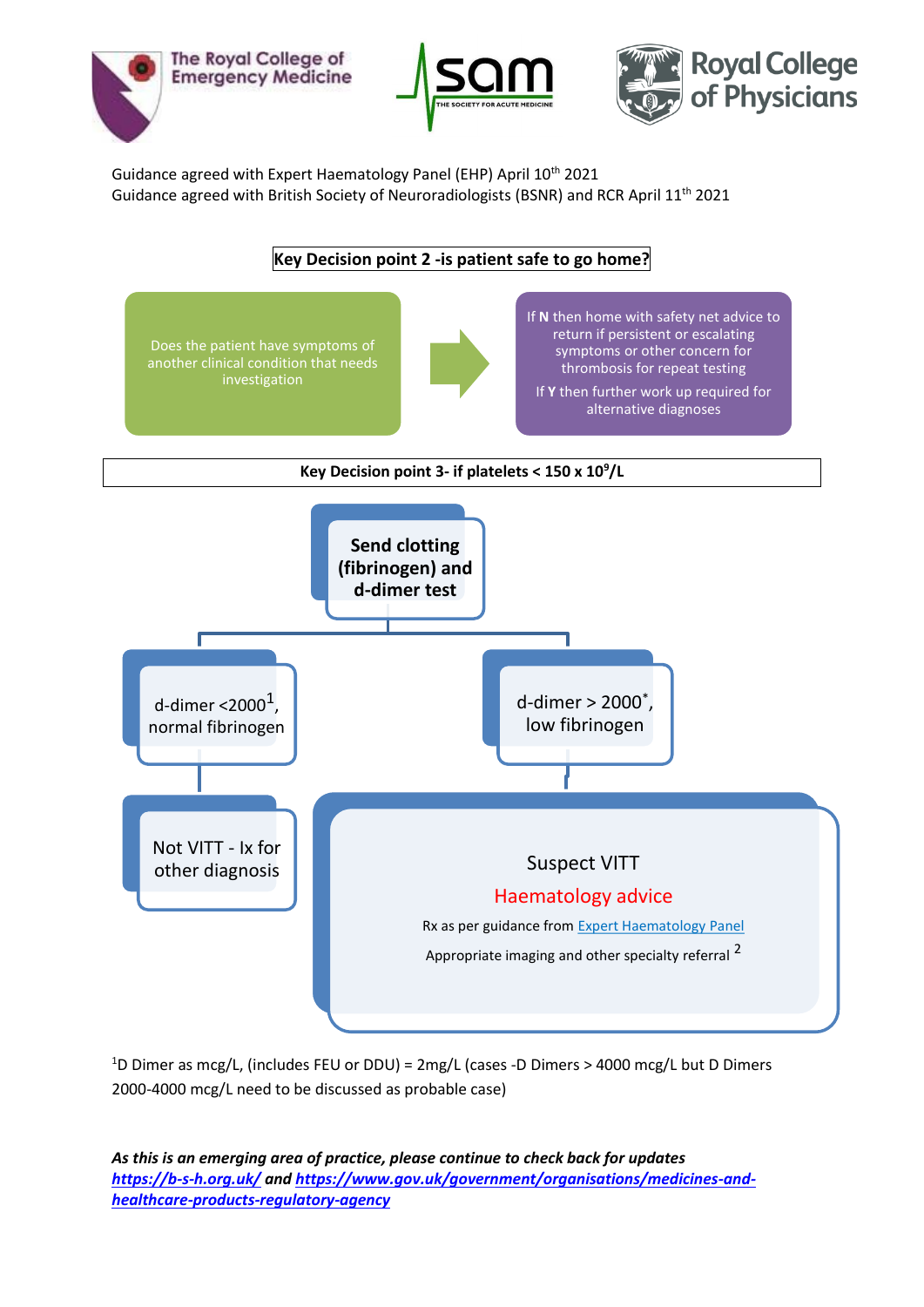The Royal College of Emergency Medicine

sam — THE SOCIETY FOR ACUTE MEDICINE

Royal College of Physicians

Guidance agreed with Expert Haematology Panel (EHP) April 10th 2021
Guidance agreed with British Society of Neuroradiologists (BSNR) and RCR April 11th 2021

**Key Decision point 2 -is patient safe to go home?**

Does the patient have symptoms of another clinical condition that needs investigation

→

If **N** then home with safety net advice to return if persistent or escalating symptoms or other concern for thrombosis for repeat testing

If **Y** then further work up required for alternative diagnoses

**Key Decision point 3- if platelets < 150 x $10^9$/L**

**Send clotting (fibrinogen) and d-dimer test**

- d-dimer <2000[1], normal fibrinogen
  - Not VITT - Ix for other diagnosis
- d-dimer > 2000[*], low fibrinogen
  - Suspect VITT
  - Haematology advice
  - Rx as per guidance from Expert Haematology Panel
  - Appropriate imaging and other specialty referral [2]

[1]D Dimer as mcg/L, (includes FEU or DDU) = 2mg/L (cases -D Dimers > 4000 mcg/L but D Dimers 2000-4000 mcg/L need to be discussed as probable case)

***As this is an emerging area of practice, please continue to check back for updates https://b-s-h.org.uk/ and https://www.gov.uk/government/organisations/medicines-and-healthcare-products-regulatory-agency***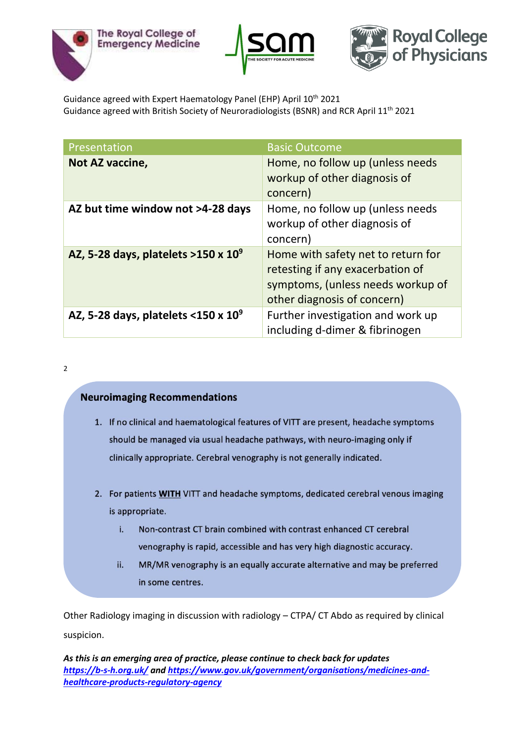Guidance agreed with Expert Haematology Panel (EHP) April 10th 2021
Guidance agreed with British Society of Neuroradiologists (BSNR) and RCR April 11th 2021

| Presentation | Basic Outcome |
| --- | --- |
| **Not AZ vaccine,** | Home, no follow up (unless needs workup of other diagnosis of concern) |
| **AZ but time window not >4-28 days** | Home, no follow up (unless needs workup of other diagnosis of concern) |
| **AZ, 5-28 days, platelets >150 x $10^9$** | Home with safety net to return for retesting if any exacerbation of symptoms, (unless needs workup of other diagnosis of concern) |
| **AZ, 5-28 days, platelets <150 x $10^9$** | Further investigation and work up including d-dimer & fibrinogen |

2

**Neuroimaging Recommendations**

1. If no clinical and haematological features of VITT are present, headache symptoms should be managed via usual headache pathways, with neuro-imaging only if clinically appropriate. Cerebral venography is not generally indicated.

2. For patients **WITH** VITT and headache symptoms, dedicated cerebral venous imaging is appropriate.
   i. Non-contrast CT brain combined with contrast enhanced CT cerebral venography is rapid, accessible and has very high diagnostic accuracy.
   ii. MR/MR venography is an equally accurate alternative and may be preferred in some centres.

Other Radiology imaging in discussion with radiology – CTPA/ CT Abdo as required by clinical suspicion.

***As this is an emerging area of practice, please continue to check back for updates https://b-s-h.org.uk/ and https://www.gov.uk/government/organisations/medicines-and-healthcare-products-regulatory-agency***